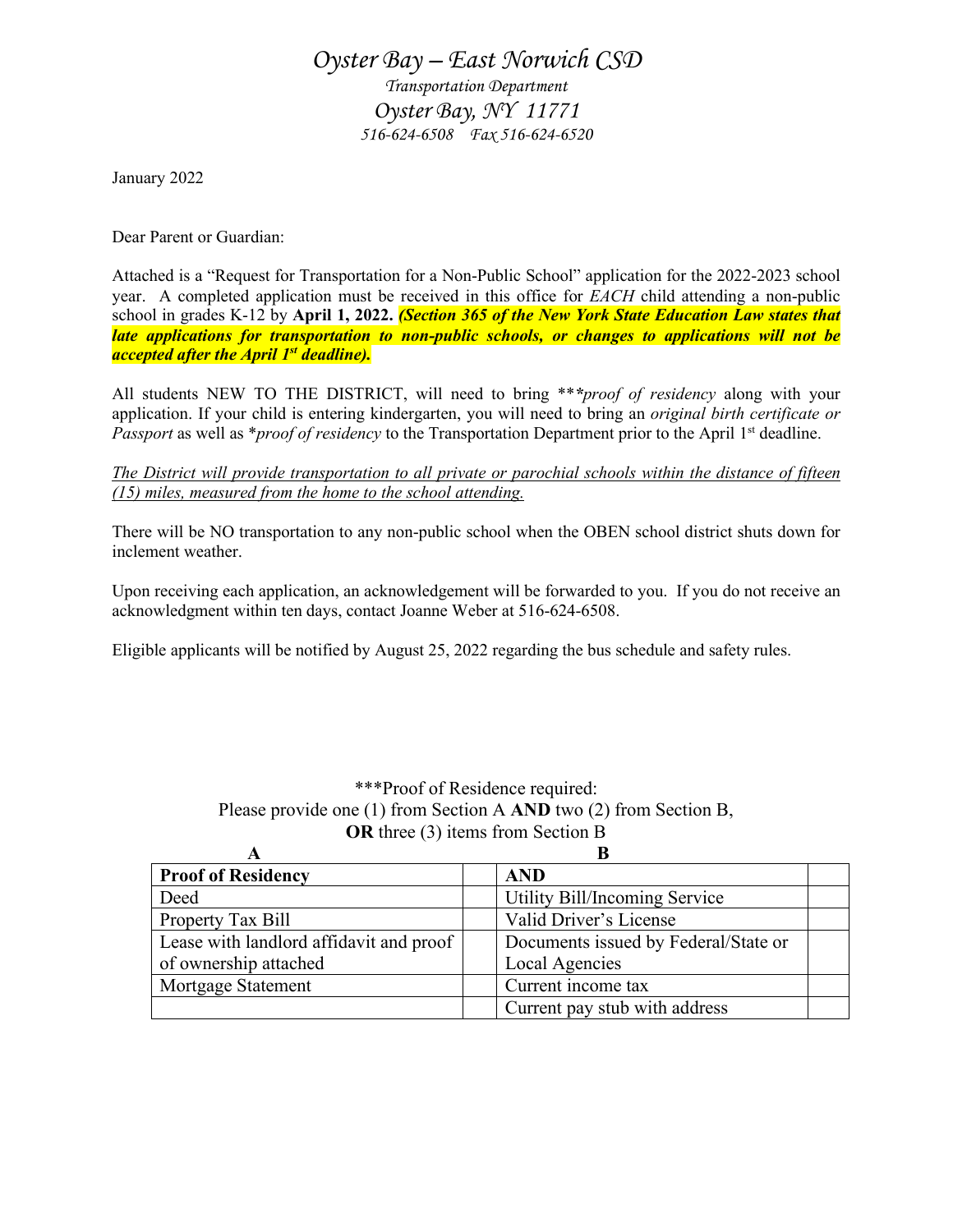# *Oyster Bay – East Norwich CSD*

*Transportation Department*

*Oyster Bay, NY 11771*

*516-624-6508  Fax 516-624-6520*

January 2022

Dear Parent or Guardian:

Attached is a "Request for Transportation for a Non-Public School" application for the 2022-2023 school year. A completed application must be received in this office for *EACH* child attending a non-public school in grades K-12 by **April 1, 2022.** ***(Section 365 of the New York State Education Law states that late applications for transportation to non-public schools, or changes to applications will not be accepted after the April 1st deadline).***

All students NEW TO THE DISTRICT, will need to bring \*\*\**proof of residency* along with your application. If your child is entering kindergarten, you will need to bring an *original birth certificate or Passport* as well as \**proof of residency* to the Transportation Department prior to the April 1st deadline.

*The District will provide transportation to all private or parochial schools within the distance of fifteen (15) miles, measured from the home to the school attending.*

There will be NO transportation to any non-public school when the OBEN school district shuts down for inclement weather.

Upon receiving each application, an acknowledgement will be forwarded to you. If you do not receive an acknowledgment within ten days, contact Joanne Weber at 516-624-6508.

Eligible applicants will be notified by August 25, 2022 regarding the bus schedule and safety rules.

\*\*\*Proof of Residence required:
Please provide one (1) from Section A **AND** two (2) from Section B,
**OR** three (3) items from Section B

| A |  | B |  |
|---|---|---|---|
| **Proof of Residency** |  | **AND** |  |
| Deed |  | Utility Bill/Incoming Service |  |
| Property Tax Bill |  | Valid Driver's License |  |
| Lease with landlord affidavit and proof of ownership attached |  | Documents issued by Federal/State or Local Agencies |  |
| Mortgage Statement |  | Current income tax |  |
|  |  | Current pay stub with address |  |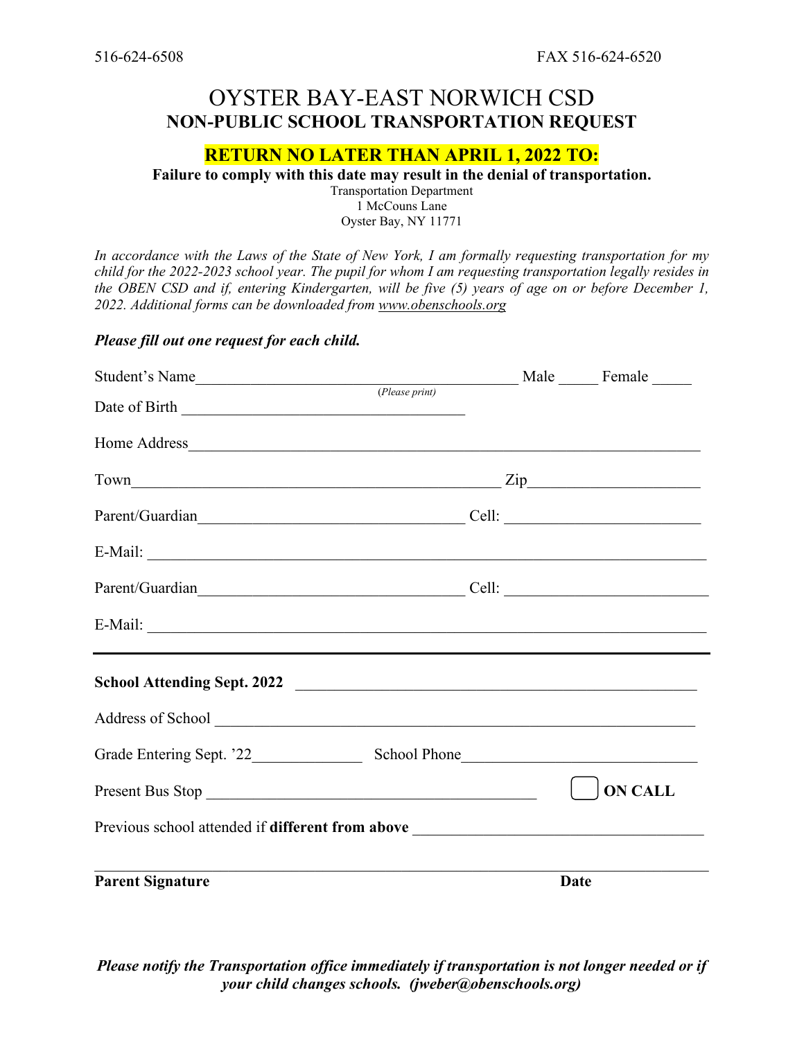516-624-6508 FAX 516-624-6520

# OYSTER BAY-EAST NORWICH CSD

## NON-PUBLIC SCHOOL TRANSPORTATION REQUEST

**RETURN NO LATER THAN APRIL 1, 2022 TO:**

**Failure to comply with this date may result in the denial of transportation.**

Transportation Department
1 McCouns Lane
Oyster Bay, NY 11771

*In accordance with the Laws of the State of New York, I am formally requesting transportation for my child for the 2022-2023 school year. The pupil for whom I am requesting transportation legally resides in the OBEN CSD and if, entering Kindergarten, will be five (5) years of age on or before December 1, 2022. Additional forms can be downloaded from www.obenschools.org*

***Please fill out one request for each child.***

Student's Name_________________________________________ Male _____ Female _____
(*Please print*)

Date of Birth ___________________________________

Home Address_____________________________________________________________________

Town_______________________________________________ Zip______________________

Parent/Guardian__________________________________ Cell: ________________________

E-Mail: ___________________________________________________________________________

Parent/Guardian__________________________________ Cell: ________________________

E-Mail: ___________________________________________________________________________

---

**School Attending Sept. 2022** ______________________________________________

Address of School _____________________________________________________________

Grade Entering Sept. '22______________ School Phone____________________________

Present Bus Stop __________________________________________ ☐ **ON CALL**

Previous school attended if **different from above** ____________________________________

_____________________________________________________________________________

**Parent Signature** **Date**

***Please notify the Transportation office immediately if transportation is not longer needed or if your child changes schools. (jweber@obenschools.org)***